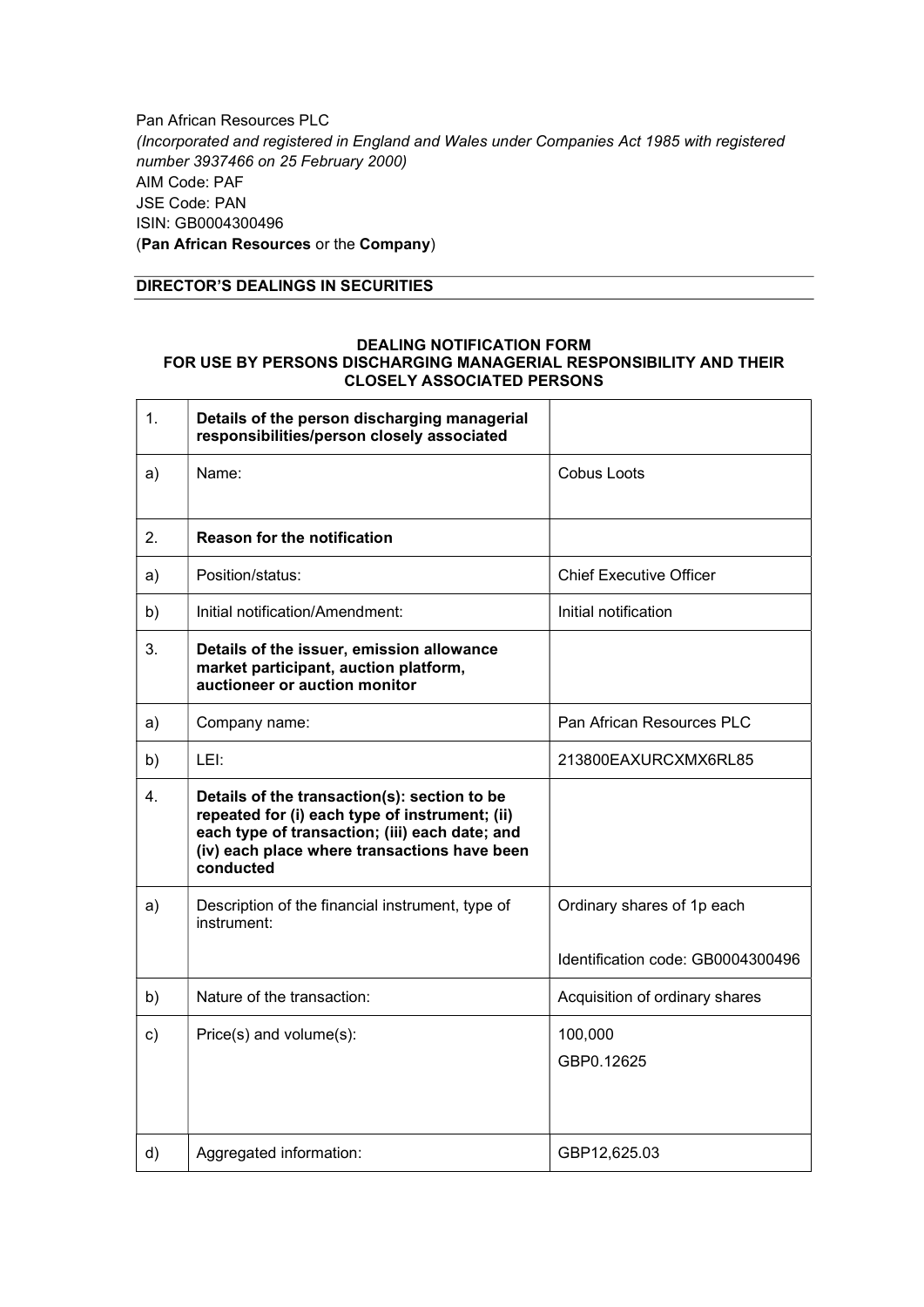Pan African Resources PLC
*(Incorporated and registered in England and Wales under Companies Act 1985 with registered number 3937466 on 25 February 2000)*
AIM Code: PAF
JSE Code: PAN
ISIN: GB0004300496
(**Pan African Resources** or the **Company**)

**DIRECTOR'S DEALINGS IN SECURITIES**

**DEALING NOTIFICATION FORM**
**FOR USE BY PERSONS DISCHARGING MANAGERIAL RESPONSIBILITY AND THEIR CLOSELY ASSOCIATED PERSONS**

| | | |
|---|---|---|
| 1. | **Details of the person discharging managerial responsibilities/person closely associated** | |
| a) | Name: | Cobus Loots |
| 2. | **Reason for the notification** | |
| a) | Position/status: | Chief Executive Officer |
| b) | Initial notification/Amendment: | Initial notification |
| 3. | **Details of the issuer, emission allowance market participant, auction platform, auctioneer or auction monitor** | |
| a) | Company name: | Pan African Resources PLC |
| b) | LEI: | 213800EAXURCXMX6RL85 |
| 4. | **Details of the transaction(s): section to be repeated for (i) each type of instrument; (ii) each type of transaction; (iii) each date; and (iv) each place where transactions have been conducted** | |
| a) | Description of the financial instrument, type of instrument: | Ordinary shares of 1p each<br><br>Identification code: GB0004300496 |
| b) | Nature of the transaction: | Acquisition of ordinary shares |
| c) | Price(s) and volume(s): | 100,000<br>GBP0.12625 |
| d) | Aggregated information: | GBP12,625.03 |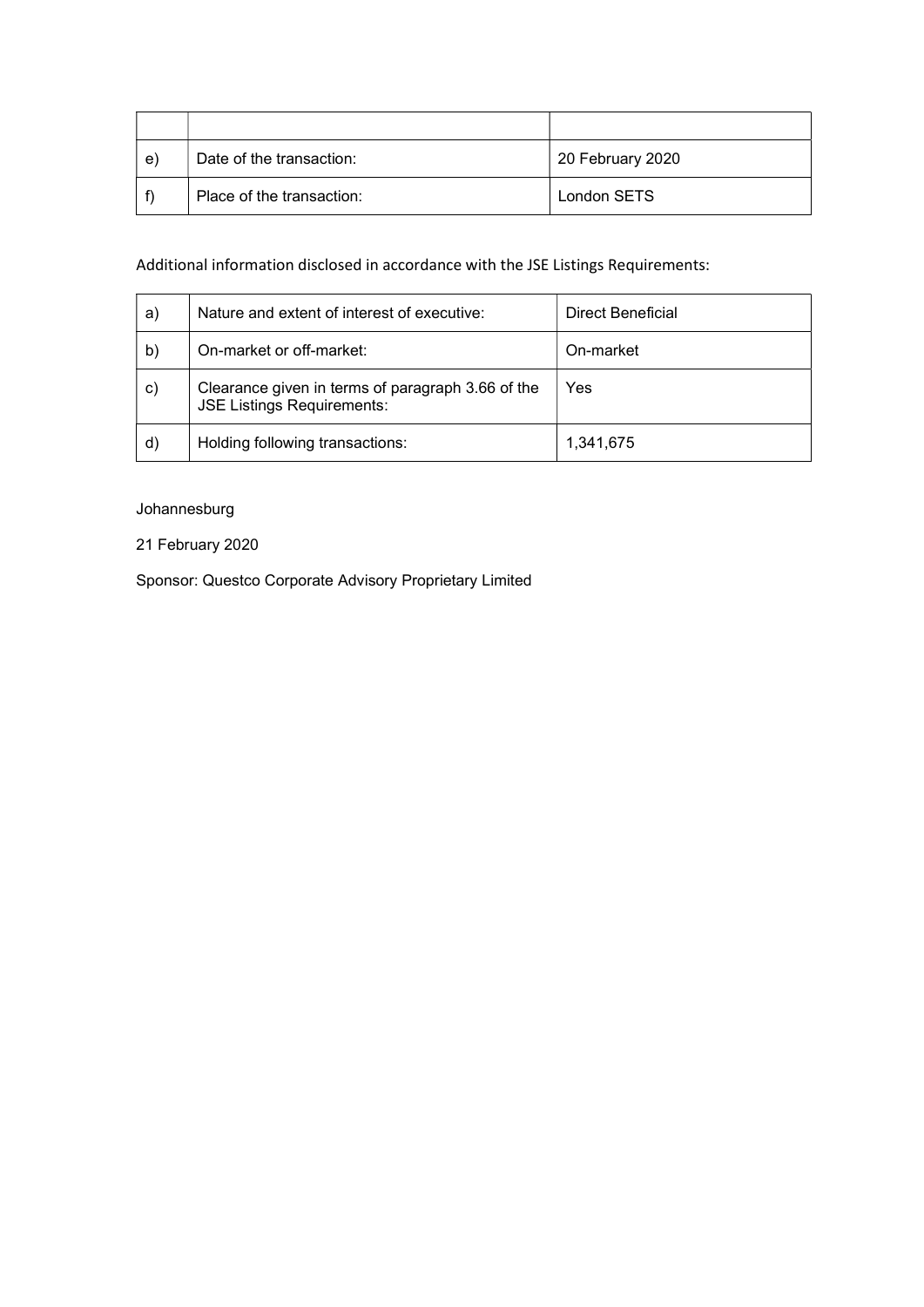| | | |
|---|---|---|
| e) | Date of the transaction: | 20 February 2020 |
| f) | Place of the transaction: | London SETS |

Additional information disclosed in accordance with the JSE Listings Requirements:

| | | |
|---|---|---|
| a) | Nature and extent of interest of executive: | Direct Beneficial |
| b) | On-market or off-market: | On-market |
| c) | Clearance given in terms of paragraph 3.66 of the JSE Listings Requirements: | Yes |
| d) | Holding following transactions: | 1,341,675 |

Johannesburg

21 February 2020

Sponsor: Questco Corporate Advisory Proprietary Limited